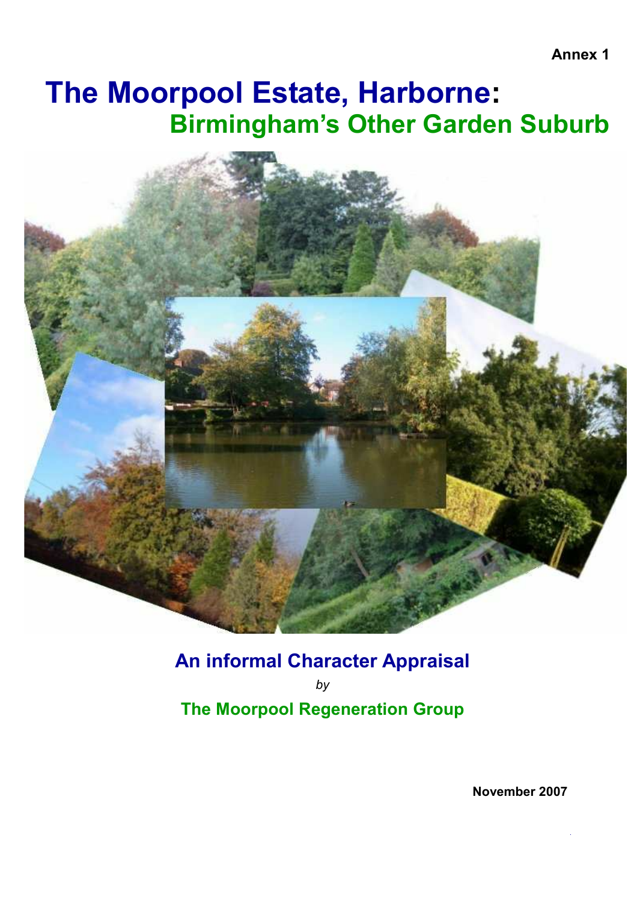Annex 1

# The Moorpool Estate, Harborne:
## Birmingham's Other Garden Suburb

**An informal Character Appraisal**

*by*

**The Moorpool Regeneration Group**

**November 2007**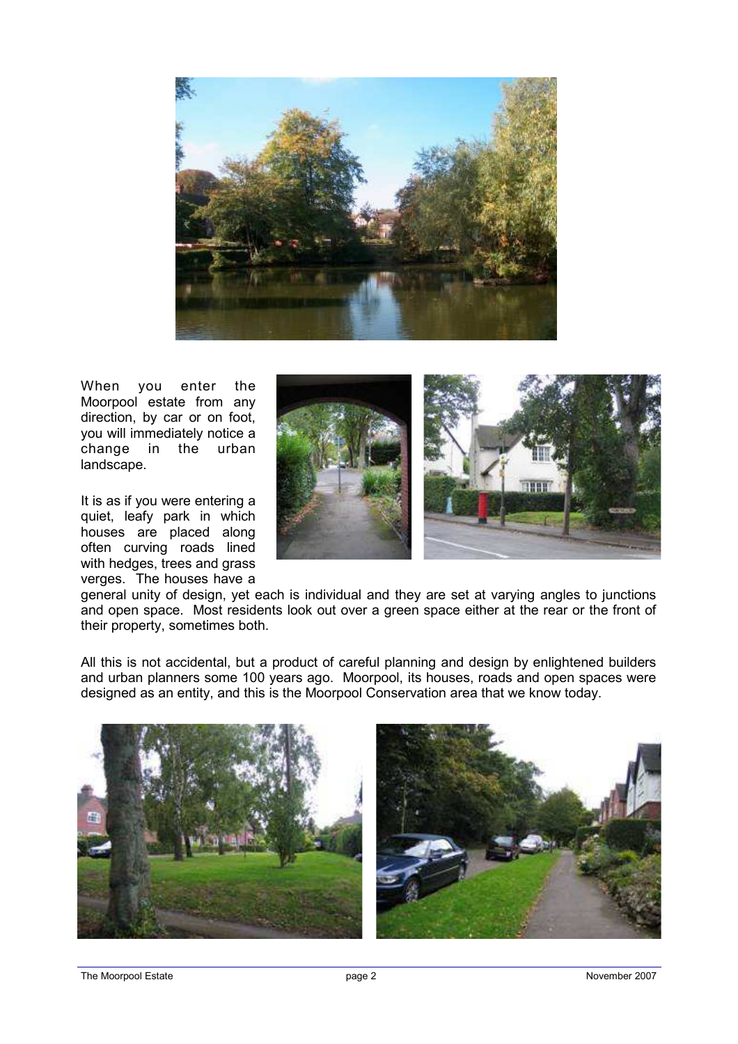When you enter the Moorpool estate from any direction, by car or on foot, you will immediately notice a change in the urban landscape.

It is as if you were entering a quiet, leafy park in which houses are placed along often curving roads lined with hedges, trees and grass verges. The houses have a general unity of design, yet each is individual and they are set at varying angles to junctions and open space. Most residents look out over a green space either at the rear or the front of their property, sometimes both.

All this is not accidental, but a product of careful planning and design by enlightened builders and urban planners some 100 years ago. Moorpool, its houses, roads and open spaces were designed as an entity, and this is the Moorpool Conservation area that we know today.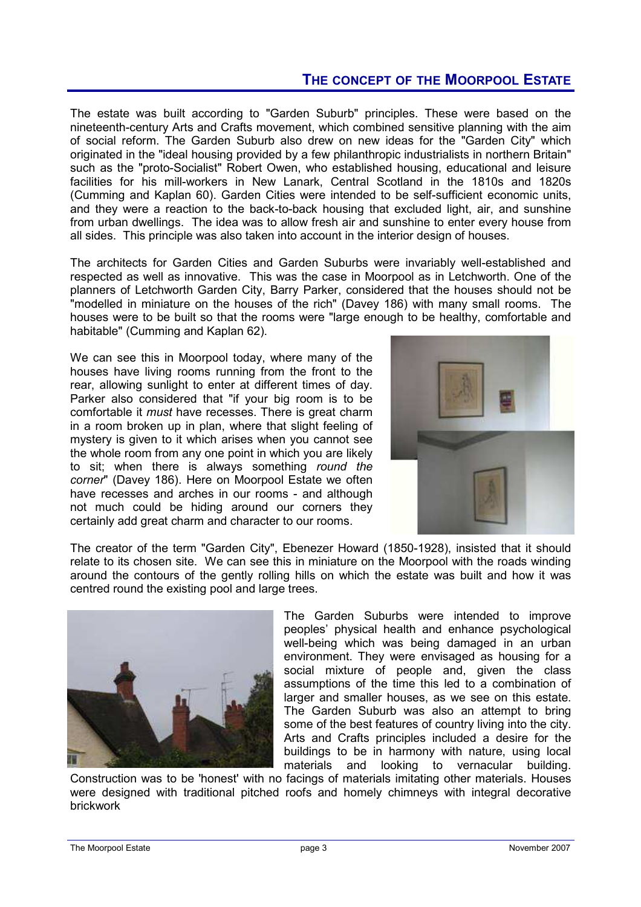## THE CONCEPT OF THE MOORPOOL ESTATE

The estate was built according to "Garden Suburb" principles. These were based on the nineteenth-century Arts and Crafts movement, which combined sensitive planning with the aim of social reform. The Garden Suburb also drew on new ideas for the "Garden City" which originated in the "ideal housing provided by a few philanthropic industrialists in northern Britain" such as the "proto-Socialist" Robert Owen, who established housing, educational and leisure facilities for his mill-workers in New Lanark, Central Scotland in the 1810s and 1820s (Cumming and Kaplan 60). Garden Cities were intended to be self-sufficient economic units, and they were a reaction to the back-to-back housing that excluded light, air, and sunshine from urban dwellings. The idea was to allow fresh air and sunshine to enter every house from all sides. This principle was also taken into account in the interior design of houses.

The architects for Garden Cities and Garden Suburbs were invariably well-established and respected as well as innovative. This was the case in Moorpool as in Letchworth. One of the planners of Letchworth Garden City, Barry Parker, considered that the houses should not be "modelled in miniature on the houses of the rich" (Davey 186) with many small rooms. The houses were to be built so that the rooms were "large enough to be healthy, comfortable and habitable" (Cumming and Kaplan 62).

We can see this in Moorpool today, where many of the houses have living rooms running from the front to the rear, allowing sunlight to enter at different times of day. Parker also considered that "if your big room is to be comfortable it *must* have recesses. There is great charm in a room broken up in plan, where that slight feeling of mystery is given to it which arises when you cannot see the whole room from any one point in which you are likely to sit; when there is always something *round the corner*" (Davey 186). Here on Moorpool Estate we often have recesses and arches in our rooms - and although not much could be hiding around our corners they certainly add great charm and character to our rooms.

The creator of the term "Garden City", Ebenezer Howard (1850-1928), insisted that it should relate to its chosen site. We can see this in miniature on the Moorpool with the roads winding around the contours of the gently rolling hills on which the estate was built and how it was centred round the existing pool and large trees.

The Garden Suburbs were intended to improve peoples' physical health and enhance psychological well-being which was being damaged in an urban environment. They were envisaged as housing for a social mixture of people and, given the class assumptions of the time this led to a combination of larger and smaller houses, as we see on this estate. The Garden Suburb was also an attempt to bring some of the best features of country living into the city. Arts and Crafts principles included a desire for the buildings to be in harmony with nature, using local materials and looking to vernacular building. Construction was to be 'honest' with no facings of materials imitating other materials. Houses were designed with traditional pitched roofs and homely chimneys with integral decorative brickwork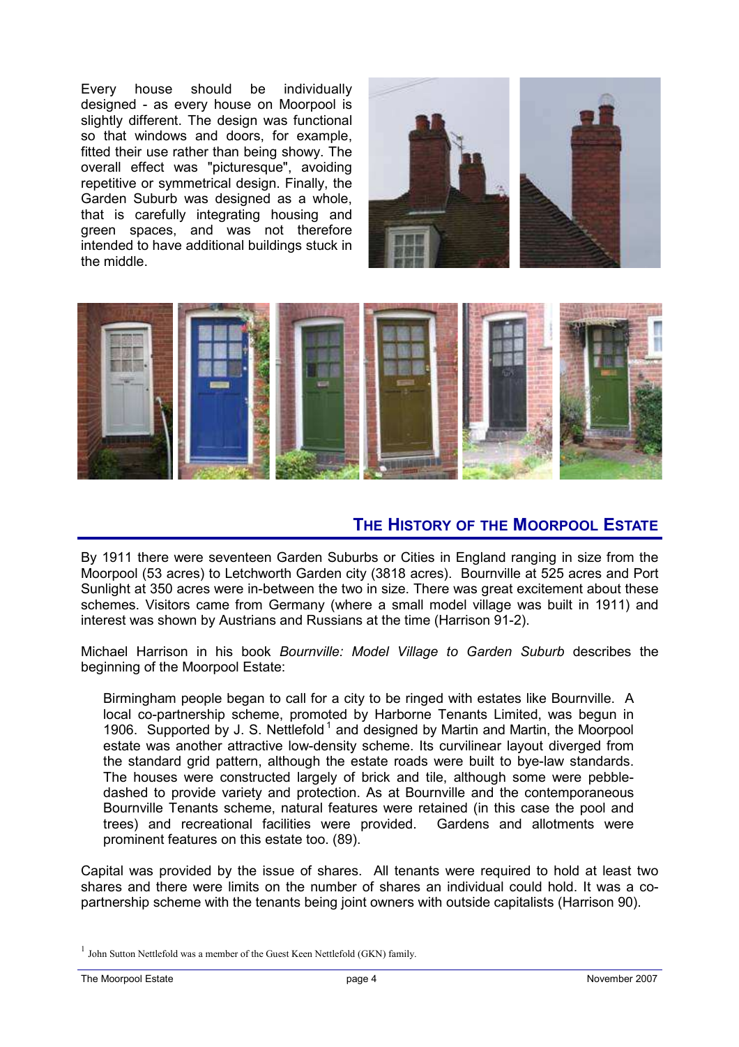Every house should be individually designed - as every house on Moorpool is slightly different. The design was functional so that windows and doors, for example, fitted their use rather than being showy. The overall effect was "picturesque", avoiding repetitive or symmetrical design. Finally, the Garden Suburb was designed as a whole, that is carefully integrating housing and green spaces, and was not therefore intended to have additional buildings stuck in the middle.

## THE HISTORY OF THE MOORPOOL ESTATE

By 1911 there were seventeen Garden Suburbs or Cities in England ranging in size from the Moorpool (53 acres) to Letchworth Garden city (3818 acres). Bournville at 525 acres and Port Sunlight at 350 acres were in-between the two in size. There was great excitement about these schemes. Visitors came from Germany (where a small model village was built in 1911) and interest was shown by Austrians and Russians at the time (Harrison 91-2).

Michael Harrison in his book *Bournville: Model Village to Garden Suburb* describes the beginning of the Moorpool Estate:

> Birmingham people began to call for a city to be ringed with estates like Bournville. A local co-partnership scheme, promoted by Harborne Tenants Limited, was begun in 1906. Supported by J. S. Nettlefold[1] and designed by Martin and Martin, the Moorpool estate was another attractive low-density scheme. Its curvilinear layout diverged from the standard grid pattern, although the estate roads were built to bye-law standards. The houses were constructed largely of brick and tile, although some were pebble-dashed to provide variety and protection. As at Bournville and the contemporaneous Bournville Tenants scheme, natural features were retained (in this case the pool and trees) and recreational facilities were provided. Gardens and allotments were prominent features on this estate too. (89).

Capital was provided by the issue of shares. All tenants were required to hold at least two shares and there were limits on the number of shares an individual could hold. It was a co-partnership scheme with the tenants being joint owners with outside capitalists (Harrison 90).

[1] John Sutton Nettlefold was a member of the Guest Keen Nettlefold (GKN) family.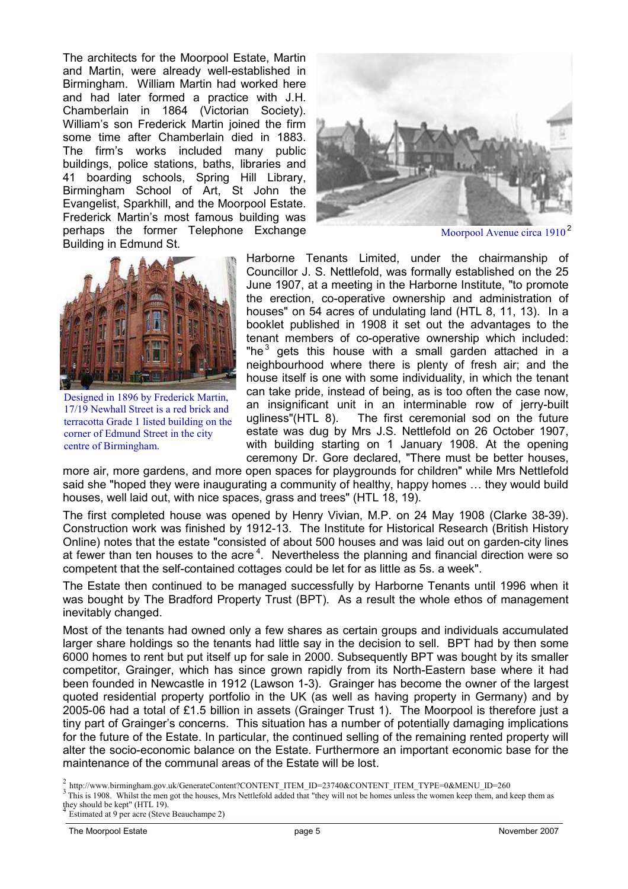The architects for the Moorpool Estate, Martin and Martin, were already well-established in Birmingham. William Martin had worked here and had later formed a practice with J.H. Chamberlain in 1864 (Victorian Society). William's son Frederick Martin joined the firm some time after Chamberlain died in 1883. The firm's works included many public buildings, police stations, baths, libraries and 41 boarding schools, Spring Hill Library, Birmingham School of Art, St John the Evangelist, Sparkhill, and the Moorpool Estate. Frederick Martin's most famous building was perhaps the former Telephone Exchange Building in Edmund St.

Moorpool Avenue circa 1910[2]

Designed in 1896 by Frederick Martin, 17/19 Newhall Street is a red brick and terracotta Grade 1 listed building on the corner of Edmund Street in the city centre of Birmingham.

Harborne Tenants Limited, under the chairmanship of Councillor J. S. Nettlefold, was formally established on the 25 June 1907, at a meeting in the Harborne Institute, "to promote the erection, co-operative ownership and administration of houses" on 54 acres of undulating land (HTL 8, 11, 13). In a booklet published in 1908 it set out the advantages to the tenant members of co-operative ownership which included: "he[3] gets this house with a small garden attached in a neighbourhood where there is plenty of fresh air; and the house itself is one with some individuality, in which the tenant can take pride, instead of being, as is too often the case now, an insignificant unit in an interminable row of jerry-built ugliness"(HTL 8). The first ceremonial sod on the future estate was dug by Mrs J.S. Nettlefold on 26 October 1907, with building starting on 1 January 1908. At the opening ceremony Dr. Gore declared, "There must be better houses, more air, more gardens, and more open spaces for playgrounds for children" while Mrs Nettlefold said she "hoped they were inaugurating a community of healthy, happy homes … they would build houses, well laid out, with nice spaces, grass and trees" (HTL 18, 19).

The first completed house was opened by Henry Vivian, M.P. on 24 May 1908 (Clarke 38-39). Construction work was finished by 1912-13. The Institute for Historical Research (British History Online) notes that the estate "consisted of about 500 houses and was laid out on garden-city lines at fewer than ten houses to the acre[4]. Nevertheless the planning and financial direction were so competent that the self-contained cottages could be let for as little as 5s. a week".

The Estate then continued to be managed successfully by Harborne Tenants until 1996 when it was bought by The Bradford Property Trust (BPT). As a result the whole ethos of management inevitably changed.

Most of the tenants had owned only a few shares as certain groups and individuals accumulated larger share holdings so the tenants had little say in the decision to sell. BPT had by then some 6000 homes to rent but put itself up for sale in 2000. Subsequently BPT was bought by its smaller competitor, Grainger, which has since grown rapidly from its North-Eastern base where it had been founded in Newcastle in 1912 (Lawson 1-3). Grainger has become the owner of the largest quoted residential property portfolio in the UK (as well as having property in Germany) and by 2005-06 had a total of £1.5 billion in assets (Grainger Trust 1). The Moorpool is therefore just a tiny part of Grainger's concerns. This situation has a number of potentially damaging implications for the future of the Estate. In particular, the continued selling of the remaining rented property will alter the socio-economic balance on the Estate. Furthermore an important economic base for the maintenance of the communal areas of the Estate will be lost.

[2] http://www.birmingham.gov.uk/GenerateContent?CONTENT_ITEM_ID=23740&CONTENT_ITEM_TYPE=0&MENU_ID=260

[3] This is 1908. Whilst the men got the houses, Mrs Nettlefold added that "they will not be homes unless the women keep them, and keep them as they should be kept" (HTL 19).

[4] Estimated at 9 per acre (Steve Beauchampe 2)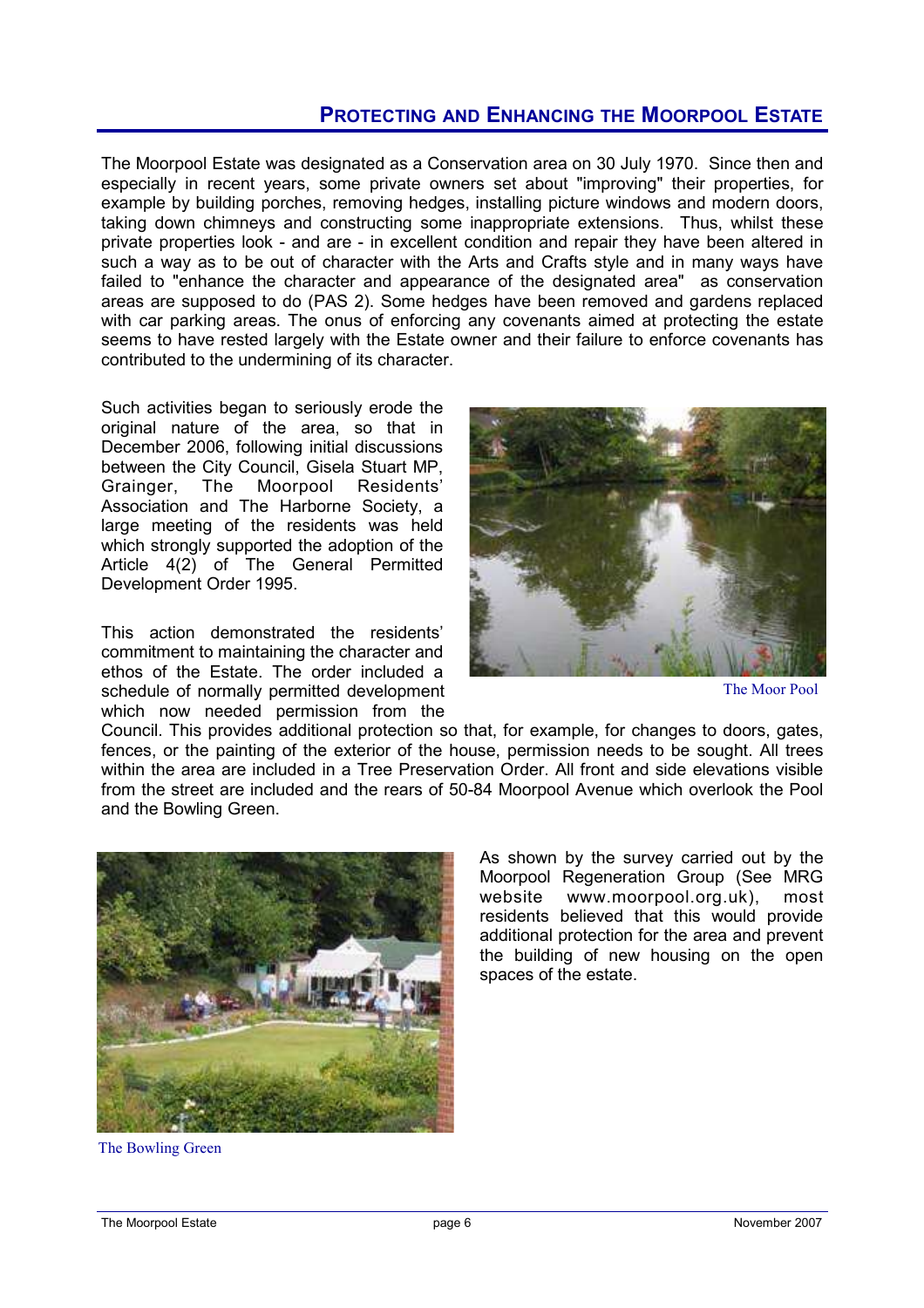## PROTECTING AND ENHANCING THE MOORPOOL ESTATE

The Moorpool Estate was designated as a Conservation area on 30 July 1970. Since then and especially in recent years, some private owners set about "improving" their properties, for example by building porches, removing hedges, installing picture windows and modern doors, taking down chimneys and constructing some inappropriate extensions. Thus, whilst these private properties look - and are - in excellent condition and repair they have been altered in such a way as to be out of character with the Arts and Crafts style and in many ways have failed to "enhance the character and appearance of the designated area" as conservation areas are supposed to do (PAS 2). Some hedges have been removed and gardens replaced with car parking areas. The onus of enforcing any covenants aimed at protecting the estate seems to have rested largely with the Estate owner and their failure to enforce covenants has contributed to the undermining of its character.

Such activities began to seriously erode the original nature of the area, so that in December 2006, following initial discussions between the City Council, Gisela Stuart MP, Grainger, The Moorpool Residents' Association and The Harborne Society, a large meeting of the residents was held which strongly supported the adoption of the Article 4(2) of The General Permitted Development Order 1995.

The Moor Pool

This action demonstrated the residents' commitment to maintaining the character and ethos of the Estate. The order included a schedule of normally permitted development which now needed permission from the Council. This provides additional protection so that, for example, for changes to doors, gates, fences, or the painting of the exterior of the house, permission needs to be sought. All trees within the area are included in a Tree Preservation Order. All front and side elevations visible from the street are included and the rears of 50-84 Moorpool Avenue which overlook the Pool and the Bowling Green.

The Bowling Green

As shown by the survey carried out by the Moorpool Regeneration Group (See MRG website www.moorpool.org.uk), most residents believed that this would provide additional protection for the area and prevent the building of new housing on the open spaces of the estate.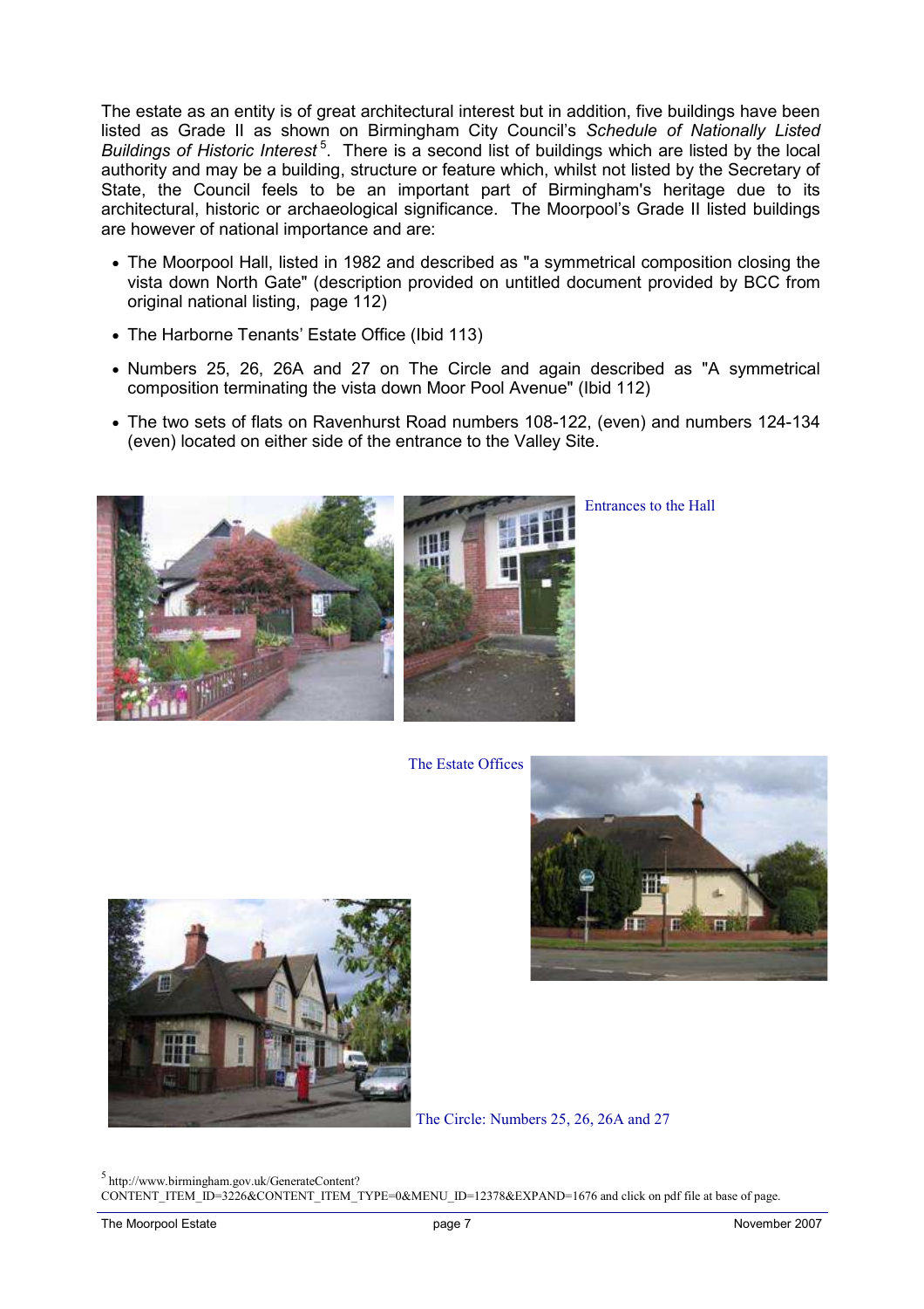The estate as an entity is of great architectural interest but in addition, five buildings have been listed as Grade II as shown on Birmingham City Council's *Schedule of Nationally Listed Buildings of Historic Interest*[5]. There is a second list of buildings which are listed by the local authority and may be a building, structure or feature which, whilst not listed by the Secretary of State, the Council feels to be an important part of Birmingham's heritage due to its architectural, historic or archaeological significance. The Moorpool's Grade II listed buildings are however of national importance and are:

- The Moorpool Hall, listed in 1982 and described as "a symmetrical composition closing the vista down North Gate" (description provided on untitled document provided by BCC from original national listing, page 112)
- The Harborne Tenants' Estate Office (Ibid 113)
- Numbers 25, 26, 26A and 27 on The Circle and again described as "A symmetrical composition terminating the vista down Moor Pool Avenue" (Ibid 112)
- The two sets of flats on Ravenhurst Road numbers 108-122, (even) and numbers 124-134 (even) located on either side of the entrance to the Valley Site.

Entrances to the Hall

The Estate Offices

The Circle: Numbers 25, 26, 26A and 27

[5] http://www.birmingham.gov.uk/GenerateContent?CONTENT_ITEM_ID=3226&CONTENT_ITEM_TYPE=0&MENU_ID=12378&EXPAND=1676 and click on pdf file at base of page.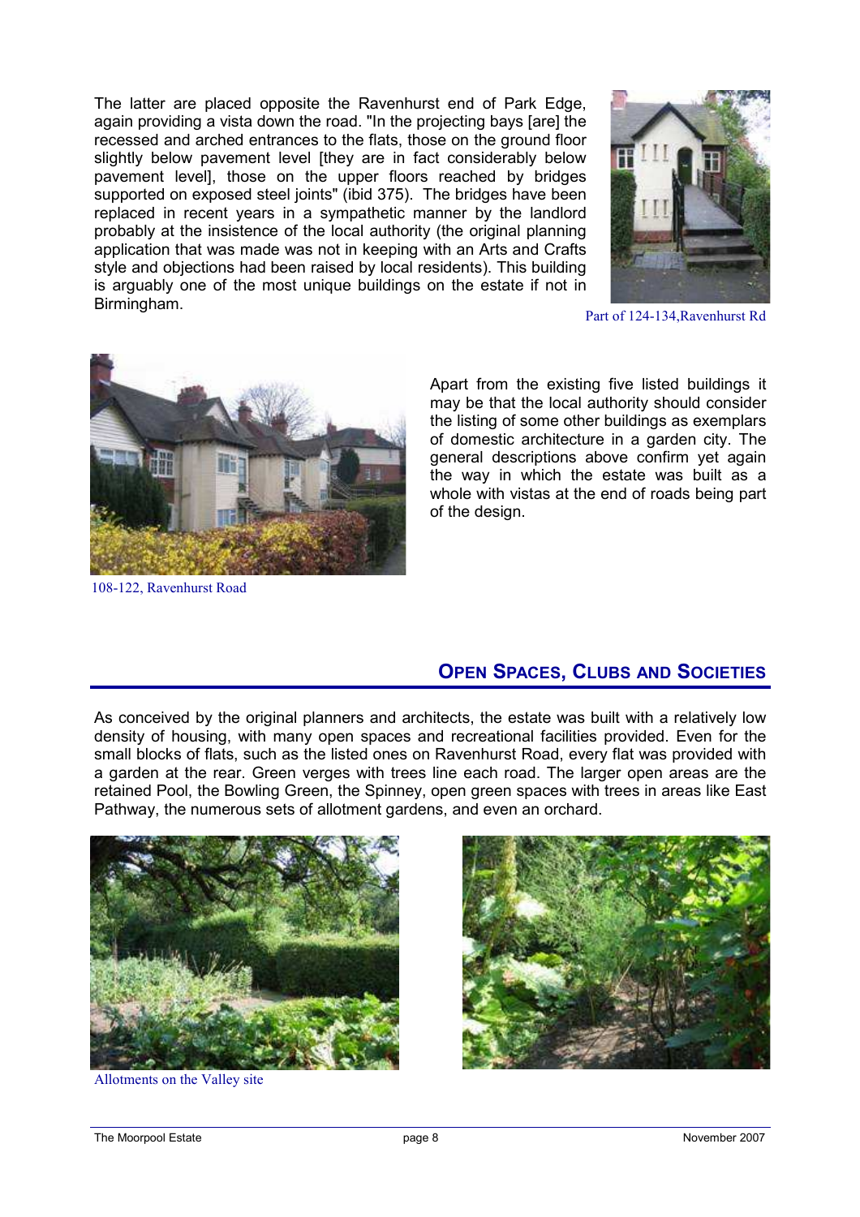The latter are placed opposite the Ravenhurst end of Park Edge, again providing a vista down the road. "In the projecting bays [are] the recessed and arched entrances to the flats, those on the ground floor slightly below pavement level [they are in fact considerably below pavement level], those on the upper floors reached by bridges supported on exposed steel joints" (ibid 375). The bridges have been replaced in recent years in a sympathetic manner by the landlord probably at the insistence of the local authority (the original planning application that was made was not in keeping with an Arts and Crafts style and objections had been raised by local residents). This building is arguably one of the most unique buildings on the estate if not in Birmingham.

Part of 124-134,Ravenhurst Rd

Apart from the existing five listed buildings it may be that the local authority should consider the listing of some other buildings as exemplars of domestic architecture in a garden city. The general descriptions above confirm yet again the way in which the estate was built as a whole with vistas at the end of roads being part of the design.

108-122, Ravenhurst Road

## Open Spaces, Clubs and Societies

As conceived by the original planners and architects, the estate was built with a relatively low density of housing, with many open spaces and recreational facilities provided. Even for the small blocks of flats, such as the listed ones on Ravenhurst Road, every flat was provided with a garden at the rear. Green verges with trees line each road. The larger open areas are the retained Pool, the Bowling Green, the Spinney, open green spaces with trees in areas like East Pathway, the numerous sets of allotment gardens, and even an orchard.

Allotments on the Valley site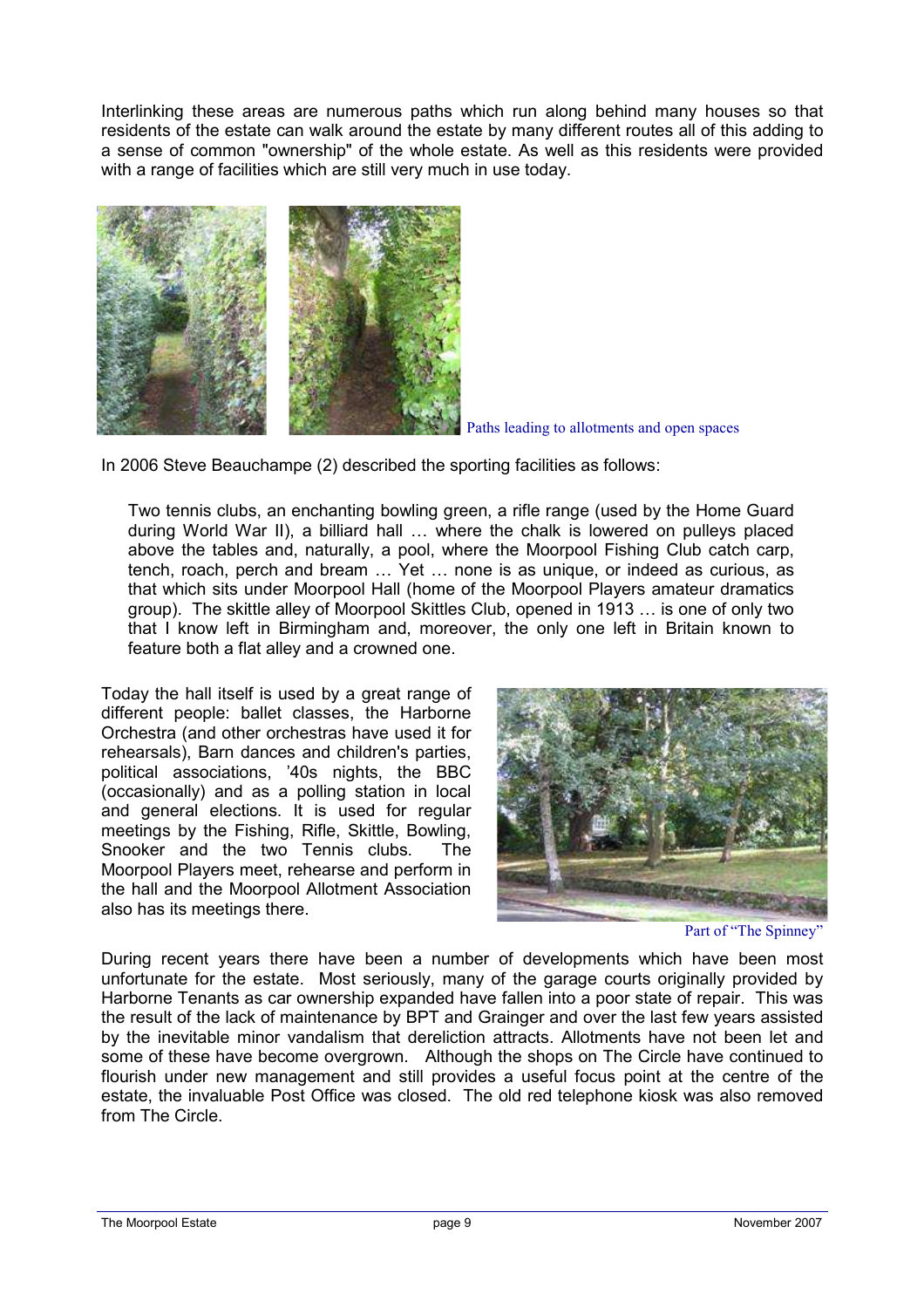Interlinking these areas are numerous paths which run along behind many houses so that residents of the estate can walk around the estate by many different routes all of this adding to a sense of common "ownership" of the whole estate. As well as this residents were provided with a range of facilities which are still very much in use today.

Paths leading to allotments and open spaces

In 2006 Steve Beauchampe (2) described the sporting facilities as follows:

> Two tennis clubs, an enchanting bowling green, a rifle range (used by the Home Guard during World War II), a billiard hall … where the chalk is lowered on pulleys placed above the tables and, naturally, a pool, where the Moorpool Fishing Club catch carp, tench, roach, perch and bream … Yet … none is as unique, or indeed as curious, as that which sits under Moorpool Hall (home of the Moorpool Players amateur dramatics group). The skittle alley of Moorpool Skittles Club, opened in 1913 … is one of only two that I know left in Birmingham and, moreover, the only one left in Britain known to feature both a flat alley and a crowned one.

Today the hall itself is used by a great range of different people: ballet classes, the Harborne Orchestra (and other orchestras have used it for rehearsals), Barn dances and children's parties, political associations, '40s nights, the BBC (occasionally) and as a polling station in local and general elections. It is used for regular meetings by the Fishing, Rifle, Skittle, Bowling, Snooker and the two Tennis clubs. The Moorpool Players meet, rehearse and perform in the hall and the Moorpool Allotment Association also has its meetings there.

Part of "The Spinney"

During recent years there have been a number of developments which have been most unfortunate for the estate. Most seriously, many of the garage courts originally provided by Harborne Tenants as car ownership expanded have fallen into a poor state of repair. This was the result of the lack of maintenance by BPT and Grainger and over the last few years assisted by the inevitable minor vandalism that dereliction attracts. Allotments have not been let and some of these have become overgrown. Although the shops on The Circle have continued to flourish under new management and still provides a useful focus point at the centre of the estate, the invaluable Post Office was closed. The old red telephone kiosk was also removed from The Circle.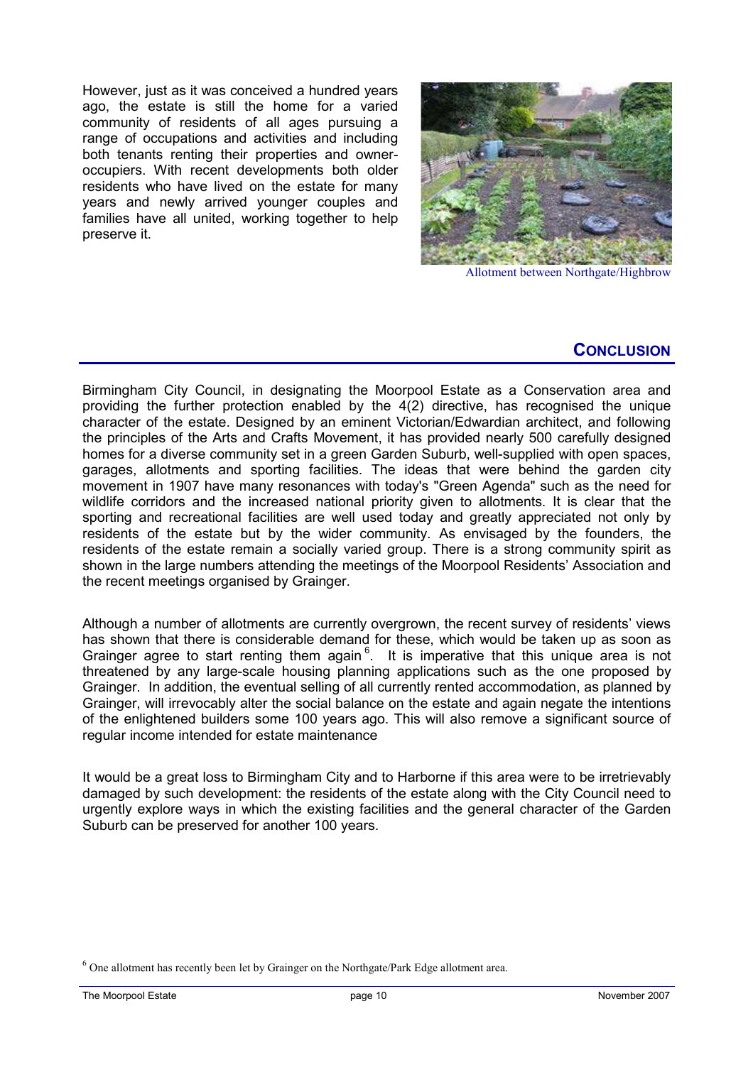However, just as it was conceived a hundred years ago, the estate is still the home for a varied community of residents of all ages pursuing a range of occupations and activities and including both tenants renting their properties and owner-occupiers. With recent developments both older residents who have lived on the estate for many years and newly arrived younger couples and families have all united, working together to help preserve it.

Allotment between Northgate/Highbrow

## CONCLUSION

Birmingham City Council, in designating the Moorpool Estate as a Conservation area and providing the further protection enabled by the 4(2) directive, has recognised the unique character of the estate. Designed by an eminent Victorian/Edwardian architect, and following the principles of the Arts and Crafts Movement, it has provided nearly 500 carefully designed homes for a diverse community set in a green Garden Suburb, well-supplied with open spaces, garages, allotments and sporting facilities. The ideas that were behind the garden city movement in 1907 have many resonances with today's "Green Agenda" such as the need for wildlife corridors and the increased national priority given to allotments. It is clear that the sporting and recreational facilities are well used today and greatly appreciated not only by residents of the estate but by the wider community. As envisaged by the founders, the residents of the estate remain a socially varied group. There is a strong community spirit as shown in the large numbers attending the meetings of the Moorpool Residents' Association and the recent meetings organised by Grainger.

Although a number of allotments are currently overgrown, the recent survey of residents' views has shown that there is considerable demand for these, which would be taken up as soon as Grainger agree to start renting them again[6]. It is imperative that this unique area is not threatened by any large-scale housing planning applications such as the one proposed by Grainger. In addition, the eventual selling of all currently rented accommodation, as planned by Grainger, will irrevocably alter the social balance on the estate and again negate the intentions of the enlightened builders some 100 years ago. This will also remove a significant source of regular income intended for estate maintenance

It would be a great loss to Birmingham City and to Harborne if this area were to be irretrievably damaged by such development: the residents of the estate along with the City Council need to urgently explore ways in which the existing facilities and the general character of the Garden Suburb can be preserved for another 100 years.

[6] One allotment has recently been let by Grainger on the Northgate/Park Edge allotment area.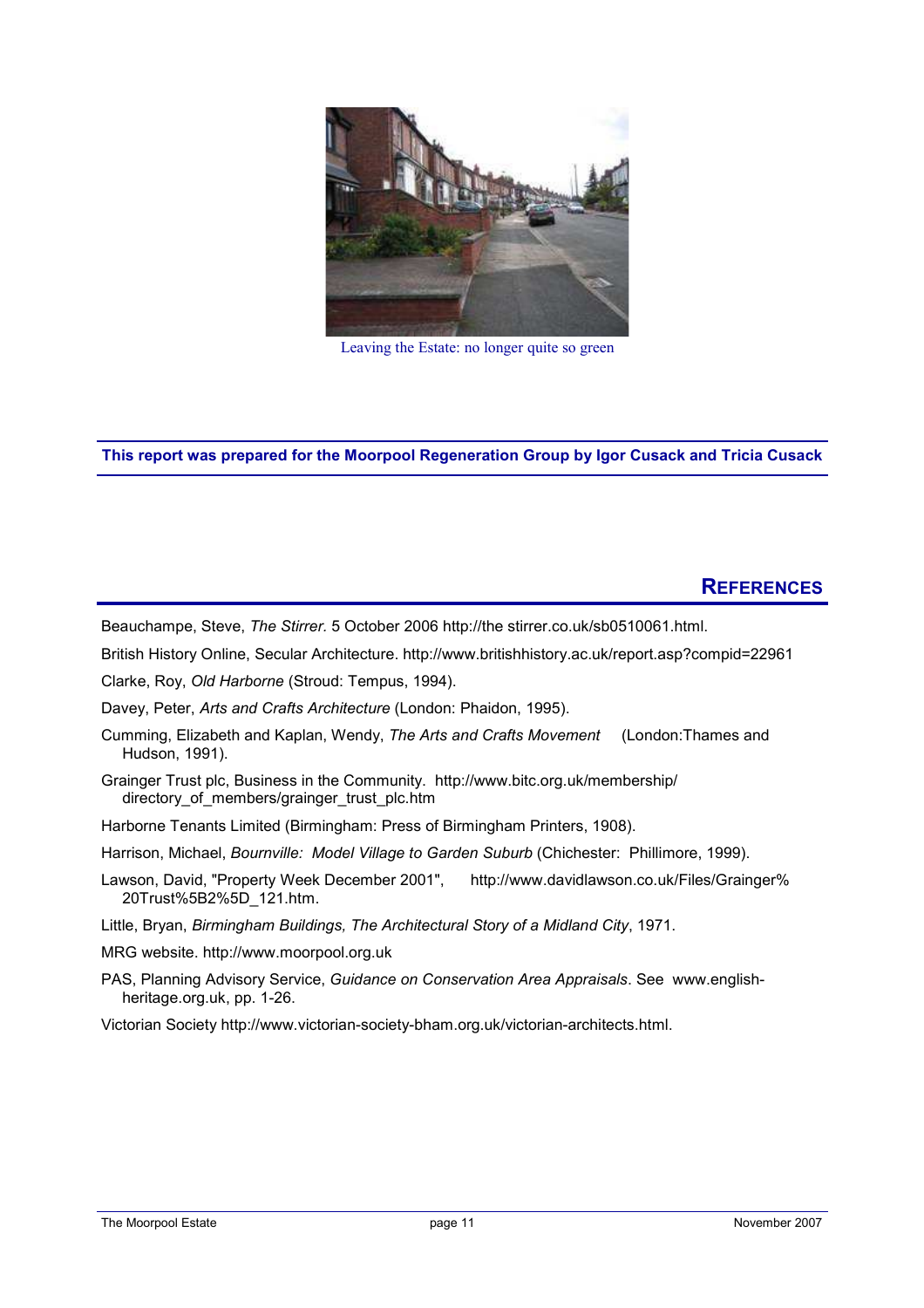Leaving the Estate: no longer quite so green

**This report was prepared for the Moorpool Regeneration Group by Igor Cusack and Tricia Cusack**

## REFERENCES

Beauchampe, Steve, *The Stirrer*. 5 October 2006 http://the stirrer.co.uk/sb0510061.html.

British History Online, Secular Architecture. http://www.britishhistory.ac.uk/report.asp?compid=22961

Clarke, Roy, *Old Harborne* (Stroud: Tempus, 1994).

Davey, Peter, *Arts and Crafts Architecture* (London: Phaidon, 1995).

Cumming, Elizabeth and Kaplan, Wendy, *The Arts and Crafts Movement* (London:Thames and Hudson, 1991).

Grainger Trust plc, Business in the Community. http://www.bitc.org.uk/membership/directory_of_members/grainger_trust_plc.htm

Harborne Tenants Limited (Birmingham: Press of Birmingham Printers, 1908).

Harrison, Michael, *Bournville: Model Village to Garden Suburb* (Chichester: Phillimore, 1999).

Lawson, David, "Property Week December 2001", http://www.davidlawson.co.uk/Files/Grainger%20Trust%5B2%5D_121.htm.

Little, Bryan, *Birmingham Buildings, The Architectural Story of a Midland City*, 1971.

MRG website. http://www.moorpool.org.uk

PAS, Planning Advisory Service, *Guidance on Conservation Area Appraisals*. See www.english-heritage.org.uk, pp. 1-26.

Victorian Society http://www.victorian-society-bham.org.uk/victorian-architects.html.